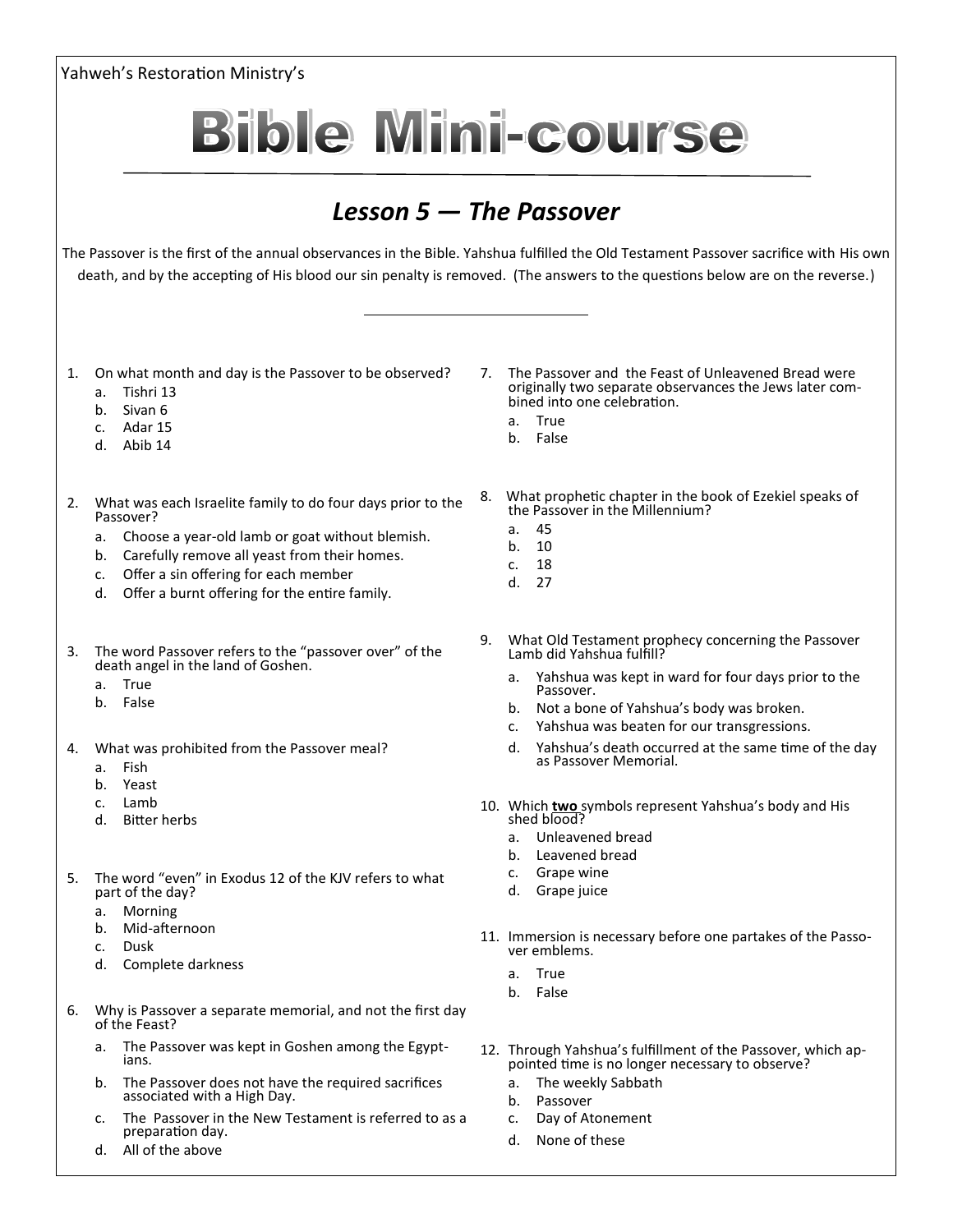Yahweh's Restoration Ministry's

# Bible Mini-course

## *Lesson 5 — The Passover*

The Passover is the first of the annual observances in the Bible. Yahshua fulfilled the Old Testament Passover sacrifice with His own death, and by the accepting of His blood our sin penalty is removed. (The answers to the questions below are on the reverse.)

1. On what month and day is the Passover to be observed?
   a. Tishri 13
   b. Sivan 6
   c. Adar 15
   d. Abib 14

2. What was each Israelite family to do four days prior to the Passover?
   a. Choose a year-old lamb or goat without blemish.
   b. Carefully remove all yeast from their homes.
   c. Offer a sin offering for each member
   d. Offer a burnt offering for the entire family.

3. The word Passover refers to the "passover over" of the death angel in the land of Goshen.
   a. True
   b. False

4. What was prohibited from the Passover meal?
   a. Fish
   b. Yeast
   c. Lamb
   d. Bitter herbs

5. The word "even" in Exodus 12 of the KJV refers to what part of the day?
   a. Morning
   b. Mid-afternoon
   c. Dusk
   d. Complete darkness

6. Why is Passover a separate memorial, and not the first day of the Feast?
   a. The Passover was kept in Goshen among the Egyptians.
   b. The Passover does not have the required sacrifices associated with a High Day.
   c. The Passover in the New Testament is referred to as a preparation day.
   d. All of the above

7. The Passover and the Feast of Unleavened Bread were originally two separate observances the Jews later combined into one celebration.
   a. True
   b. False

8. What prophetic chapter in the book of Ezekiel speaks of the Passover in the Millennium?
   a. 45
   b. 10
   c. 18
   d. 27

9. What Old Testament prophecy concerning the Passover Lamb did Yahshua fulfill?
   a. Yahshua was kept in ward for four days prior to the Passover.
   b. Not a bone of Yahshua's body was broken.
   c. Yahshua was beaten for our transgressions.
   d. Yahshua's death occurred at the same time of the day as Passover Memorial.

10. Which **<u>two</u>** symbols represent Yahshua's body and His shed blood?
    a. Unleavened bread
    b. Leavened bread
    c. Grape wine
    d. Grape juice

11. Immersion is necessary before one partakes of the Passover emblems.
    a. True
    b. False

12. Through Yahshua's fulfillment of the Passover, which appointed time is no longer necessary to observe?
    a. The weekly Sabbath
    b. Passover
    c. Day of Atonement
    d. None of these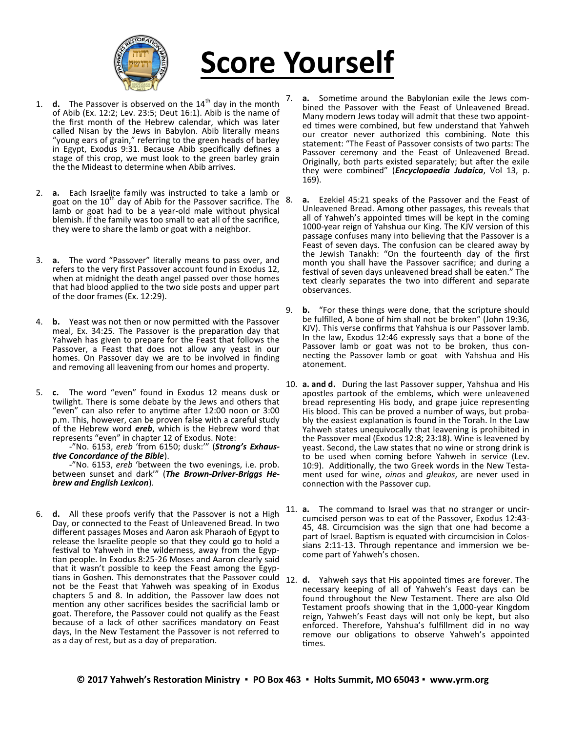# Score Yourself

1. **d.** The Passover is observed on the 14th day in the month of Abib (Ex. 12:2; Lev. 23:5; Deut 16:1). Abib is the name of the first month of the Hebrew calendar, which was later called Nisan by the Jews in Babylon. Abib literally means "young ears of grain," referring to the green heads of barley in Egypt, Exodus 9:31. Because Abib specifically defines a stage of this crop, we must look to the green barley grain the the Mideast to determine when Abib arrives.

2. **a.** Each Israelite family was instructed to take a lamb or goat on the 10th day of Abib for the Passover sacrifice. The lamb or goat had to be a year-old male without physical blemish. If the family was too small to eat all of the sacrifice, they were to share the lamb or goat with a neighbor.

3. **a.** The word "Passover" literally means to pass over, and refers to the very first Passover account found in Exodus 12, when at midnight the death angel passed over those homes that had blood applied to the two side posts and upper part of the door frames (Ex. 12:29).

4. **b.** Yeast was not then or now permitted with the Passover meal, Ex. 34:25. The Passover is the preparation day that Yahweh has given to prepare for the Feast that follows the Passover, a Feast that does not allow any yeast in our homes. On Passover day we are to be involved in finding and removing all leavening from our homes and property.

5. **c.** The word "even" found in Exodus 12 means dusk or twilight. There is some debate by the Jews and others that "even" can also refer to anytime after 12:00 noon or 3:00 p.m. This, however, can be proven false with a careful study of the Hebrew word ***ereb***, which is the Hebrew word that represents "even" in chapter 12 of Exodus. Note:

   -"No. 6153, *ereb* 'from 6150; dusk:'" (***Strong's Exhaustive Concordance of the Bible***).

   -"No. 6153, *ereb* 'between the two evenings, i.e. prob. between sunset and dark'" (***The Brown-Driver-Briggs Hebrew and English Lexicon***).

6. **d.** All these proofs verify that the Passover is not a High Day, or connected to the Feast of Unleavened Bread. In two different passages Moses and Aaron ask Pharaoh of Egypt to release the Israelite people so that they could go to hold a festival to Yahweh in the wilderness, away from the Egyptian people. In Exodus 8:25-26 Moses and Aaron clearly said that it wasn't possible to keep the Feast among the Egyptians in Goshen. This demonstrates that the Passover could not be the Feast that Yahweh was speaking of in Exodus chapters 5 and 8. In addition, the Passover law does not mention any other sacrifices besides the sacrificial lamb or goat. Therefore, the Passover could not qualify as the Feast because of a lack of other sacrifices mandatory on Feast days, In the New Testament the Passover is not referred to as a day of rest, but as a day of preparation.

7. **a.** Sometime around the Babylonian exile the Jews combined the Passover with the Feast of Unleavened Bread. Many modern Jews today will admit that these two appointed times were combined, but few understand that Yahweh our creator never authorized this combining. Note this statement: "The Feast of Passover consists of two parts: The Passover ceremony and the Feast of Unleavened Bread. Originally, both parts existed separately; but after the exile they were combined" (***Encyclopaedia Judaica***, Vol 13, p. 169).

8. **a.** Ezekiel 45:21 speaks of the Passover and the Feast of Unleavened Bread. Among other passages, this reveals that all of Yahweh's appointed times will be kept in the coming 1000-year reign of Yahshua our King. The KJV version of this passage confuses many into believing that the Passover is a Feast of seven days. The confusion can be cleared away by the Jewish Tanakh: "On the fourteenth day of the first month you shall have the Passover sacrifice; and during a festival of seven days unleavened bread shall be eaten." The text clearly separates the two into different and separate observances.

9. **b.** "For these things were done, that the scripture should be fulfilled, A bone of him shall not be broken" (John 19:36, KJV). This verse confirms that Yahshua is our Passover lamb. In the law, Exodus 12:46 expressly says that a bone of the Passover lamb or goat was not to be broken, thus connecting the Passover lamb or goat with Yahshua and His atonement.

10. **a. and d.** During the last Passover supper, Yahshua and His apostles partook of the emblems, which were unleavened bread representing His body, and grape juice representing His blood. This can be proved a number of ways, but probably the easiest explanation is found in the Torah. In the Law Yahweh states unequivocally that leavening is prohibited in the Passover meal (Exodus 12:8; 23:18). Wine is leavened by yeast. Second, the Law states that no wine or strong drink is to be used when coming before Yahweh in service (Lev. 10:9). Additionally, the two Greek words in the New Testament used for wine, *oinos* and *gleukos*, are never used in connection with the Passover cup.

11. **a.** The command to Israel was that no stranger or uncircumcised person was to eat of the Passover, Exodus 12:43-45, 48. Circumcision was the sign that one had become a part of Israel. Baptism is equated with circumcision in Colossians 2:11-13. Through repentance and immersion we become part of Yahweh's chosen.

12. **d.** Yahweh says that His appointed times are forever. The necessary keeping of all of Yahweh's Feast days can be found throughout the New Testament. There are also Old Testament proofs showing that in the 1,000-year Kingdom reign, Yahweh's Feast days will not only be kept, but also enforced. Therefore, Yahshua's fulfillment did in no way remove our obligations to observe Yahweh's appointed times.

**© 2017 Yahweh's Restoration Ministry ▪ PO Box 463 ▪ Holts Summit, MO 65043 ▪ www.yrm.org**